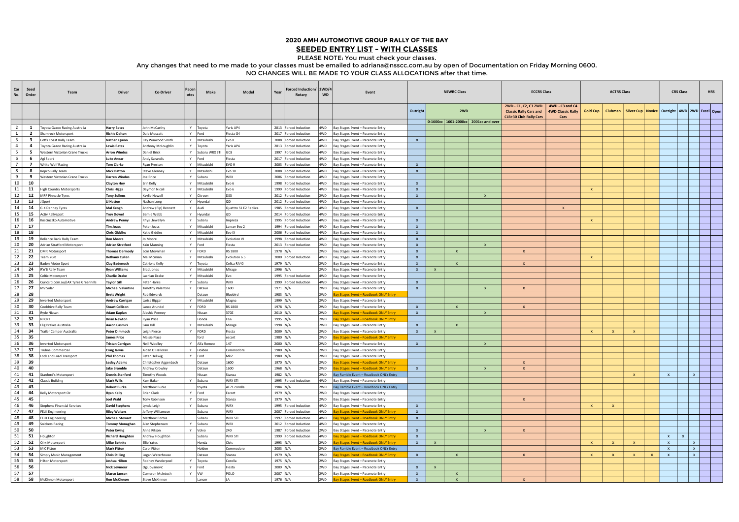# 2020 AMH AUTOMOTIVE GROUP RALLY OF THE BAY

## SEEDED ENTRY LIST - WITH CLASSES

PLEASE NOTE: You must check your classes.

Any changes that need to me made to your classes must be emailed to adriana@nsscc.com.au by open of Documentation on Friday Morning 0600.

NO CHANGES WILL BE MADE TO YOUR CLASS ALLOCATIONS after that time.

| Car No. | Seed Order | Team | Driver | Co-Driver | Pacenotes | Make | Model | Year | Forced Induction/ Rotary | 2WD/4WD | Event | NSWRC Class | | | | ECCRS Class | | ACTRS Class | | | | CRS Class | | | HRS | |
|---|---|---|---|---|---|---|---|---|---|---|---|---|---|---|---|---|---|---|---|---|---|---|---|---|---|---|
| | | | | | | | | | | | | Outright | 2WD | | | 2WD - C1, C2, C3 2WD Classic Rally Cars and CLB+30 Club Rally Cars | 4WD - C3 and C4 4WD Classic Rally Cars | Gold Cup | Clubman | Silver Cup | Novice | Outright | 4WD | 2WD | Excel | Open |
| | | | | | | | | | | | | | 0-1600cc | 1601-2000cc | 2001cc and over | | | | | | | | | | | |
| 2 | 1 | Toyota Gazoo Racing Australia | Harry Bates | John McCarthy | Y | Toyota | Yaris AP4 | 2013 | Forced Induction | 4WD | Bay Stages Event – Pacenote Entry | | | | | | | | | | | | | | | |
| 1 | 2 | Shamrock Motorsport | Richie Dalton | Dale Moscatt | Y | Ford | Fiesta G4 | 2017 | Forced Induction | 4WD | Bay Stages Event – Pacenote Entry | | | | | | | | | | | | | | | |
| 3 | 3 | Coffs Coast Rally Team | Nathan Quinn | Ray Winwood Smith | Y | Mitsubishi | Evo X | 2008 | Forced Induction | 4WD | Bay Stages Event – Pacenote Entry | X | | | | | | | | | | | | | | |
| 4 | 4 | Toyota Gazoo Racing Australia | Lewis Bates | Anthony McLoughlin | Y | Toyota | Yaris AP4 | 2013 | Forced Induction | 4WD | Bay Stages Event – Pacenote Entry | | | | | | | | | | | | | | | |
| 5 | 5 | Western Victorian Crane Trucks | Arron Windus | Daniel Brick | Y | Subaru WRX STI | GC8 | 1997 | Forced Induction | 4WD | Bay Stages Event – Pacenote Entry | | | | | | | | | | | | | | | |
| 6 | 6 | Agi Sport | Luke Anear | Andy Sarandis | Y | Ford | Fiesta | 2017 | Forced Induction | 4WD | Bay Stages Event – Pacenote Entry | | | | | | | | | | | | | | | |
| 7 | 7 | White Wolf Racing | Tom Clarke | Ryan Preston | Y | Mitsubishi | EVO 9 | 2003 | Forced Induction | 4WD | Bay Stages Event – Pacenote Entry | X | | | | | | | | | | | | | | |
| 8 | 8 | Repco Rally Team | Mick Patton | Steve Glenney | Y | Mitsubishi | Evo 10 | 2008 | Forced Induction | 4WD | Bay Stages Event – Pacenote Entry | X | | | | | | | | | | | | | | |
| 9 | 9 | Western Victorian Crane Trucks | Darren Windus | Joe Brice | Y | Subaru | WRX | 2006 | Forced Induction | 4WD | Bay Stages Event – Pacenote Entry | | | | | | | | | | | | | | | |
| 10 | 10 | | Clayton Hoy | Erin Kelly | Y | Mitsubishi | Evo 6 | 1998 | Forced Induction | 4WD | Bay Stages Event – Pacenote Entry | X | | | | | | | | | | | | | | |
| 11 | 11 | High Country Motorsports | Chris Higgs | Daymon Nicoli | Y | Mitsubishi | Evo 6 | 1999 | Forced Induction | 4WD | Bay Stages Event – Pacenote Entry | X | | | | | | X | | | | | | | | |
| 12 | 12 | MRF Pinnacle Tyres | Tony Sullens | Kaylie Newell | Y | Citroen | DS3 | 2012 | Forced Induction | 2WD | Bay Stages Event – Pacenote Entry | X | | | X | | | | | | | | | | | |
| 13 | 13 | J Sport | JJ Hatton | Nathan Long | Y | Hyundai | I20 | 2012 | Forced Induction | 4WD | Bay Stages Event – Pacenote Entry | | | | | | | | | | | | | | | |
| 14 | 14 | G.K Denney Tyres | Mal Keogh | Andrew (Pip) Bennett | Y | Audi | Quattro S1 E2 Replica | 1985 | Forced Induction | 4WD | Bay Stages Event – Pacenote Entry | X | | | | | X | | | | | | | | | |
| 15 | 15 | Activ Rallysport | Troy Dowel | Bernie Webb | Y | Hyundai | i20 | 2014 | Forced Induction | 4WD | Bay Stages Event – Pacenote Entry | | | | | | | | | | | | | | | |
| 16 | 16 | Kosciuszko Automotive | Andrew Penny | Rhys Llewellyn | Y | Subaru | Impreza | 1995 | Forced Induction | 4WD | Bay Stages Event – Pacenote Entry | X | | | | | | X | | | | | | | | |
| 17 | 17 | | Tim Joass | Peter Joass | Y | Mitsubishi | Lancer Evo 2 | 1994 | Forced Induction | 4WD | Bay Stages Event – Pacenote Entry | X | | | | | | | | | | | | | | |
| 18 | 18 | | Chris Giddins | Katie Giddins | Y | Mitsubishi | Evo IX | 2006 | Forced Induction | 4WD | Bay Stages Event – Pacenote Entry | X | | | | | | | | | | | | | | |
| 19 | 19 | Reliance Bank Rally Team | Ron Moore | Jo Moore | Y | Mitsubishi | Evolution VI | 1998 | Forced Induction | 4WD | Bay Stages Event – Pacenote Entry | X | | | | | | | | | | | | | | |
| 20 | 20 | Adrian Stratford Motorsport | Adrian Stratford | Kain Manning | Y | Ford | Fiesta | 2013 | Forced Induction | 2WD | Bay Stages Event – Pacenote Entry | X | | | X | | | | | | | | | | | |
| 21 | 21 | DMR Motorsport | Thomas Dermody | Eoin Moynihan | Y | FORD | RS 1800 | 1978 | N/A | 2WD | Bay Stages Event – Pacenote Entry | X | | X | | X | | | | | | | | | | |
| 22 | 22 | Team 2GR | Bethany Cullen | Mel Mcminn | Y | Mitsubishi | Evolution 6.5 | 2000 | Forced Induction | 4WD | Bay Stages Event – Pacenote Entry | X | | | | | | X | | | | | | | | |
| 23 | 23 | Baden Motor Sport | Clay Badenoch | Catriona Kelly | Y | Toyota | Celica RA40 | 1979 | N/A | 2WD | Bay Stages Event – Pacenote Entry | X | | X | | X | | | | | | | | | | |
| 24 | 24 | R'n'B Rally Team | Ryan Williams | Brad Jones | Y | Mitsubishi | Mirage | 1996 | N/A | 2WD | Bay Stages Event – Pacenote Entry | X | X | | | | | | | | | | | | | |
| 25 | 25 | Celtic Motorsport | Charlie Drake | Lachlan Drake | Y | Mitsubishi | Evo | 1995 | Forced Induction | 4WD | Bay Stages Event – Pacenote Entry | | | | | | | | | | | | | | | |
| 26 | 26 | Curiositi.com.au/JAX Tyres Greenhills | Taylor Gill | Peter Harris | Y | Subaru | WRX | 1999 | Forced Induction | 4WD | Bay Stages Event – Pacenote Entry | X | | | | | | | | | | | | | | |
| 27 | 27 | MV Solar | Michael Valantine | Timothy Valantine | Y | Datsun | 1600 | 1971 | N/A | 2WD | Bay Stages Event – Pacenote Entry | X | | | X | X | | | | | | | | | | |
| 28 | 28 | | Brett Wright | Rob Edwards | | Datsun | Bluebird | 1983 | N/A | 2WD | Bay Stages Event – Roadbook ONLY Entry | | | | | | | | | | | | | | | |
| 29 | 29 | Inverted Motorsport | Andrew Carrigan | Larisa Biggar | Y | Mitsubishi | Magna | 1999 | N/A | 2WD | Bay Stages Event – Pacenote Entry | | | | | | | | | | | | | | | |
| 30 | 30 | Cooldrive Rally Team | Stuart Collison | Lance Arundel | Y | FORD | RS 1800 | 1978 | N/A | 2WD | Bay Stages Event – Pacenote Entry | X | | X | | X | | | | | | | | | | |
| 31 | 31 | Ryde Nissan | Adam Kaplan | Aleshia Penney | | Nissan | 370Z | 2010 | N/A | 2WD | Bay Stages Event – Roadbook ONLY Entry | X | | | X | | | | | | | | | | | |
| 32 | 32 | NFCRT | Brian Newton | Ryan Price | | Honda | EG6 | 1995 | N/A | 2WD | Bay Stages Event – Roadbook ONLY Entry | | | | | | | | | | | | | | | |
| 33 | 33 | Elig Brakes Australia | Aaron Casmiri | Sam Hill | Y | Mitsubishi | Mirage | 1998 | N/A | 2WD | Bay Stages Event – Pacenote Entry | X | | X | | | | | | | | | | | | |
| 34 | 34 | Trailer Camper Australia | Peter Dimmock | Leigh Pierce | Y | FORD | Fiesta | 2009 | N/A | 2WD | Bay Stages Event – Pacenote Entry | X | X | | | | | X | X | X | | | | | | |
| 35 | 35 | | James Price | Maisie Place | | ford | escort | 1980 | N/A | 2WD | Bay Stages Event – Roadbook ONLY Entry | | | | | | | | | | | | | | | |
| 36 | 36 | Inverted Motorsport | Tristan Carrigan | Neill Woolley | Y | Alfa Romeo | 147 | 2000 | N/A | 2WD | Bay Stages Event – Pacenote Entry | X | | | X | | | | | | | | | | | |
| 37 | 37 | Truline Commercial | Craig Jarvie | Aidan O'Halloran | Y | Holden | Commodore | 1980 | N/A | 2WD | Bay Stages Event – Pacenote Entry | | | | | | | | | | | | | | | |
| 38 | 38 | Lock and Load Transport | Phil Thomas | Peter Hellwig | Y | Ford | Mk2 | 1980 | N/A | 2WD | Bay Stages Event – Pacenote Entry | | | | | | | | | | | | | | | |
| 39 | 39 | | Lesley Adams | Christopher Aggenbach | | Datsun | 1600 | 1970 | N/A | 2WD | Bay Stages Event – Roadbook ONLY Entry | | | | | X | | | | | | | | | | |
| 40 | 40 | | Jake Bramble | Andrew Crowley | | Datsun | 1600 | 1968 | N/A | 2WD | Bay Stages Event – Roadbook ONLY Entry | X | | | X | X | | | | | | | | | | |
| 41 | 41 | Stanford's Motorsport | Dennis Stanford | Timothy Woods | | Nissan | Stanza | 1982 | N/A | 2WD | Bay Ramble Event – Roadbook ONLY Entry | | | | | | | | | X | | X | | X | | |
| 42 | 42 | Classic Building | Mark Wills | Kam Baker | Y | Subaru | WRX STI | 1995 | Forced Induction | 4WD | Bay Stages Event – Pacenote Entry | | | | | | | | | | | | | | | |
| 43 | 43 | | Robert Burke | Matthew Burke | | toyota | AE71 corolla | 1984 | N/A | 2WD | Bay Ramble Event – Roadbook ONLY Entry | | | | | | | | | | | | | | | |
| 44 | 44 | Kelly Motorsport Oz | Ryan Kelly | Brian Clark | Y | Ford | Escort | 1979 | N/A | 2WD | Bay Stages Event – Pacenote Entry | | | | | | | | | | | | | | | |
| 45 | 45 | | Joel Wald | Tony Robinson | Y | Datsun | Stanza | 1979 | N/A | 2WD | Bay Stages Event – Pacenote Entry | | | | | X | | | | | | | | | | |
| 46 | 46 | Stephens Financial Services | David Stephens | Lynda Leigh | Y | Subaru | WRX | 1995 | Forced Induction | 4WD | Bay Stages Event – Pacenote Entry | X | | | | | | X | X | | | | | | | |
| 47 | 47 | FELK Engineering | Riley Walters | Jeffery Williamson | | Subaru | WRX | 2007 | Forced Induction | 4WD | Bay Stages Event – Roadbook ONLY Entry | X | | | | | | | | | | | | | | |
| 48 | 48 | FELK Engineering | Michael Stewart | Matthew Portus | | Subaru | WRX STI | 1997 | Forced Induction | 4WD | Bay Stages Event – Roadbook ONLY Entry | X | | | | | | | | | | | | | | |
| 49 | 49 | Snickers Racing | Tommy Monaghan | Alan Stephensen | Y | Subaru | WRX | 2012 | Forced Induction | 4WD | Bay Stages Event – Pacenote Entry | | | | | | | | | | | | | | | |
| 50 | 50 | | Peter Ewing | Anna Ritson | Y | Volvo | 240 | 1987 | Forced Induction | 2WD | Bay Stages Event – Pacenote Entry | X | | | X | X | | | | | | | | | | |
| 51 | 51 | Houghton | Richard Houghton | Andrew Houghton | | Subaru | WRX STI | 1999 | Forced Induction | 4WD | Bay Stages Event – Roadbook ONLY Entry | X | | | | | | | | | | X | X | | | |
| 52 | 52 | Qirx Motorsport | Mike Behnke | Ellie Yates | | Honda | Civic | 1993 | N/A | 2WD | Bay Stages Event – Roadbook ONLY Entry | X | X | | | | | X | X | X | | X | | X | | |
| 53 | 53 | M C Fitton | Mark Fitton | Carol Fitton | | Holden | Commodore | 2003 | N/A | 2WD | Bay Ramble Event – Roadbook ONLY Entry | | | | | | | | | | | X | | X | | |
| 54 | 54 | Simply Mass Management | Chris Stilling | Logan Waterhouse | | Datsun | Stanza | 1979 | N/A | 2WD | Bay Stages Event – Roadbook ONLY Entry | X | | X | | X | | X | X | X | X | X | | X | | |
| 55 | 55 | Hilton Motorsport | Joshua Hilton | Rodney Vanderpoel | Y | Toyota | Corolla | 1975 | N/A | 2WD | Bay Stages Event – Pacenote Entry | | | | | | | | | | | | | | | |
| 56 | 56 | | Nick Seymour | Ogi Jovanovic | Y | Ford | Fiesta | 2009 | N/A | 2WD | Bay Stages Event – Pacenote Entry | X | X | | | | | | | | | | | | | |
| 57 | 57 | | Marco Jansen | Cameron McIntosh | Y | VW | POLO | 2007 | N/A | 2WD | Bay Stages Event – Pacenote Entry | X | | X | | | | | | | | | | | | |
| 58 | 58 | McKinnon Motorsport | Ron McKinnon | Steve McKinnon | | Lancer | LA | 1976 | N/A | 2WD | Bay Stages Event – Roadbook ONLY Entry | X | | X | | X | | | | | | | | | | |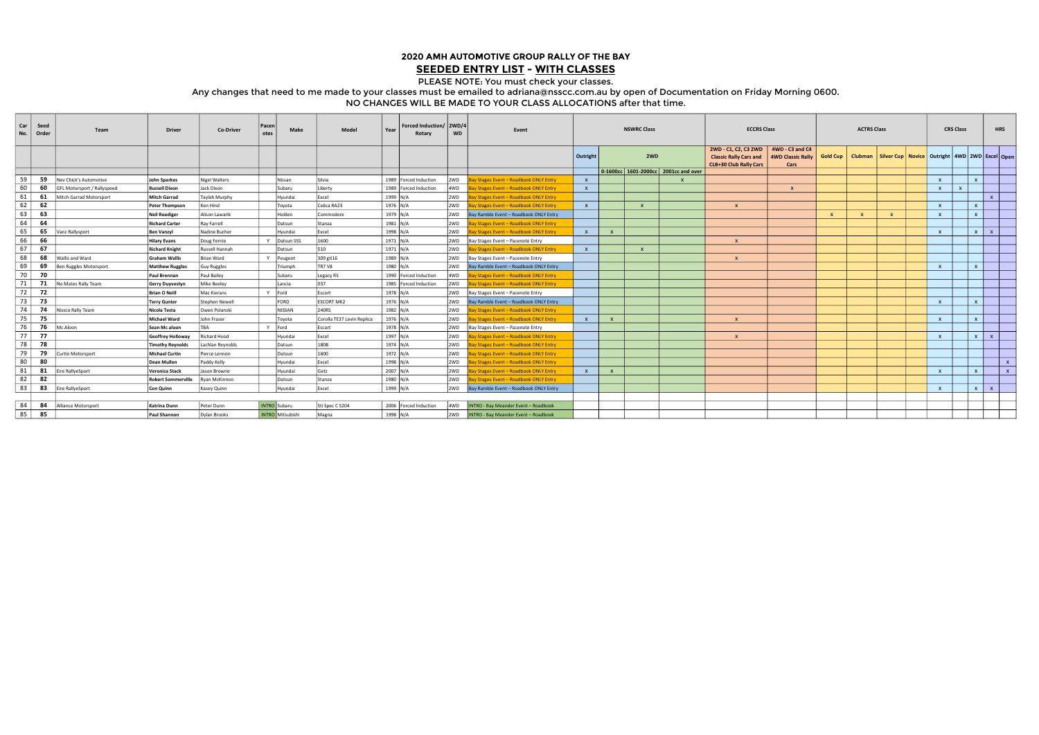## 2020 AMH AUTOMOTIVE GROUP RALLY OF THE BAY

## SEEDED ENTRY LIST - WITH CLASSES

PLEASE NOTE: You must check your classes.

Any changes that need to me made to your classes must be emailed to adriana@nsscc.com.au by open of Documentation on Friday Morning 0600.

NO CHANGES WILL BE MADE TO YOUR CLASS ALLOCATIONS after that time.

| Car No. | Seed Order | Team | Driver | Co-Driver | Pacenotes | Make | Model | Year | Forced Induction/ Rotary | 2WD/4WD | Event | NSWRC Class | | | | ECCRS Class | | ACTRS Class | | | | CRS Class | | | HRS | |
|---|---|---|---|---|---|---|---|---|---|---|---|---|---|---|---|---|---|---|---|---|---|---|---|---|---|---|
| | | | | | | | | | | | | Outright | 2WD | | | 2WD - C1, C2, C3 2WD Classic Rally Cars and CLB+30 Club Rally Cars | 4WD - C3 and C4 4WD Classic Rally Cars | Gold Cup | Clubman | Silver Cup | Novice | Outright | 4WD | 2WD | Excel | Open |
| | | | | | | | | | | | | | 0-1600cc | 1601-2000cc | 2001cc and over | | | | | | | | | | | |
| 59 | 59 | Nev Chick's Automotive | John Sparkes | Nigel Walters | | Nissan | Silvia | 1989 | Forced Induction | 2WD | Bay Stages Event – Roadbook ONLY Entry | x | | | x | | | | | | | x | | x | | |
| 60 | 60 | GFL Motorsport / Rallyspeed | Russell Dixon | Jack Dixon | | Subaru | Liberty | 1989 | Forced Induction | 4WD | Bay Stages Event – Roadbook ONLY Entry | x | | | | | x | | | | | x | x | | | |
| 61 | 61 | Mitch Garrad Motorsport | Mitch Garrad | Taylah Murphy | | Hyundai | Excel | 1999 | N/A | 2WD | Bay Stages Event – Roadbook ONLY Entry | | | | | | | | | | | | | | x | |
| 62 | 62 | | Peter Thompson | Ken Hind | | Toyota | Celica RA23 | 1976 | N/A | 2WD | Bay Stages Event – Roadbook ONLY Entry | x | | x | | x | | | | | | x | | x | | |
| 63 | 63 | | Neil Roediger | Alison Lawarik | | Holden | Commodore | 1979 | N/A | 2WD | Bay Ramble Event – Roadbook ONLY Entry | | | | | | | x | x | x | | x | | x | | |
| 64 | 64 | | Richard Carter | Ray Farrell | | Datsun | Stanza | 1981 | N/A | 2WD | Bay Stages Event – Roadbook ONLY Entry | | | | | | | | | | | | | | | |
| 65 | 65 | Vanz Rallysport | Ben Vanzyl | Nadine Bucher | | Hyundai | Excel | 1998 | N/A | 2WD | Bay Stages Event – Roadbook ONLY Entry | x | x | | | | | | | | | x | | x | x | |
| 66 | 66 | | Hilary Evans | Doug Fernie | Y | Datsun SSS | 1600 | 1971 | N/A | 2WD | Bay Stages Event – Pacenote Entry | | | | | x | | | | | | | | | | |
| 67 | 67 | | Richard Knight | Russell Hannah | | Datsun | 510 | 1971 | N/A | 2WD | Bay Stages Event – Roadbook ONLY Entry | x | | x | | | | | | | | | | | | |
| 68 | 68 | Wallis and Ward | Graham Wallis | Brian Ward | Y | Peugeot | 309 gti16 | 1989 | N/A | 2WD | Bay Stages Event – Pacenote Entry | | | | | x | | | | | | | | | | |
| 69 | 69 | Ben Ruggles Motorsport | Matthew Ruggles | Guy Ruggles | | Triumph | TR7 V8 | 1980 | N/A | 2WD | Bay Ramble Event – Roadbook ONLY Entry | | | | | | | | | | | x | | x | | |
| 70 | 70 | | Paul Brennan | Paul Bailey | | Subaru | Legacy RS | 1990 | Forced Induction | 4WD | Bay Stages Event – Roadbook ONLY Entry | | | | | | | | | | | | | | | |
| 71 | 71 | No Mates Rally Team | Gerry Duyvestyn | Mike Beeley | | Lancia | 037 | 1985 | Forced Induction | 2WD | Bay Stages Event – Roadbook ONLY Entry | | | | | | | | | | | | | | | |
| 72 | 72 | | Brian O Neill | Mac Kierans | Y | Ford | Escort | 1978 | N/A | 2WD | Bay Stages Event – Pacenote Entry | | | | | | | | | | | | | | | |
| 73 | 73 | | Terry Gunter | Stephen Newell | | FORD | ESCORT MK2 | 1976 | N/A | 2WD | Bay Ramble Event – Roadbook ONLY Entry | | | | | | | | | | | x | | x | | |
| 74 | 74 | Nissco Rally Team | Nicola Testa | Owen Polanski | | NISSAN | 240RS | 1982 | N/A | 2WD | Bay Stages Event – Roadbook ONLY Entry | | | | | | | | | | | | | | | |
| 75 | 75 | | Michael Ward | John Fraser | | Toyota | Corolla TE37 Levin Replica | 1976 | N/A | 2WD | Bay Stages Event – Roadbook ONLY Entry | x | x | | | x | | | | | | x | | x | | |
| 76 | 76 | Mc Aloon | Sean Mc aloon | TBA | Y | Ford | Escort | 1978 | N/A | 2WD | Bay Stages Event – Pacenote Entry | | | | | | | | | | | | | | | |
| 77 | 77 | | Geoffrey Holloway | Richard Hood | | Hyundai | Excel | 1997 | N/A | 2WD | Bay Stages Event – Roadbook ONLY Entry | | | | | x | | | | | | x | | x | x | |
| 78 | 78 | | Timothy Reynolds | Lachlan Reynolds | | Datsun | 180B | 1974 | N/A | 2WD | Bay Stages Event – Roadbook ONLY Entry | | | | | | | | | | | | | | | |
| 79 | 79 | Curtin Motorsport | Michael Curtin | Pierce Lennon | | Datsun | 1600 | 1972 | N/A | 2WD | Bay Stages Event – Roadbook ONLY Entry | | | | | | | | | | | | | | | |
| 80 | 80 | | Dean Mullen | Paddy Kelly | | Hyundai | Excel | 1998 | N/A | 2WD | Bay Stages Event – Roadbook ONLY Entry | | | | | | | | | | | | | | | x |
| 81 | 81 | Eire RallyeSport | Veronica Stack | Jason Browne | | Hyundai | Getz | 2007 | N/A | 2WD | Bay Stages Event – Roadbook ONLY Entry | x | x | | | | | | | | | x | | x | | x |
| 82 | 82 | | Robert Sommerville | Ryan McKinnon | | Datsun | Stanza | 1980 | N/A | 2WD | Bay Stages Event – Roadbook ONLY Entry | | | | | | | | | | | | | | | |
| 83 | 83 | Eire RallyeSport | Con Quinn | Kasey Quinn | | Hyundai | Excel | 1999 | N/A | 2WD | Bay Ramble Event – Roadbook ONLY Entry | | | | | | | | | | | x | | x | x | |
| 84 | 84 | Alliance Motorsport | Katrina Dunn | Peter Dunn | INTRO | Subaru | Sti Spec C S204 | 2006 | Forced Induction | 4WD | INTRO - Bay Meander Event – Roadbook | | | | | | | | | | | | | | | |
| 85 | 85 | | Paul Shannon | Dylan Brooks | INTRO | Mitsubishi | Magna | 1998 | N/A | 2WD | INTRO - Bay Meander Event – Roadbook | | | | | | | | | | | | | | | |